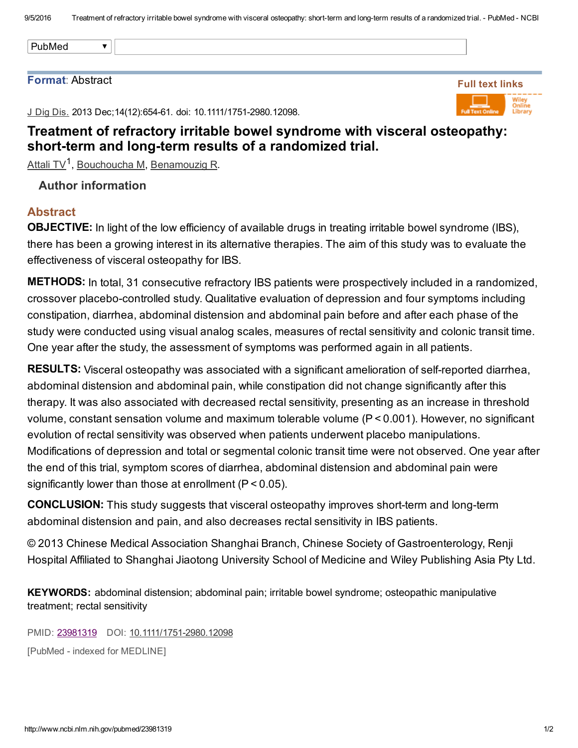Format: Abstract

J Dig Dis. 2013 Dec;14(12):654-61. doi: 10.1111/1751-2980.12098.

# Treatment of refractory irritable bowel syndrome with visceral osteopathy: short-term and long-term results of a randomized trial.

Attali TV[1], Bouchoucha M, Benamouzig R.

Author information

## Abstract

**OBJECTIVE:** In light of the low efficiency of available drugs in treating irritable bowel syndrome (IBS), there has been a growing interest in its alternative therapies. The aim of this study was to evaluate the effectiveness of visceral osteopathy for IBS.

**METHODS:** In total, 31 consecutive refractory IBS patients were prospectively included in a randomized, crossover placebo-controlled study. Qualitative evaluation of depression and four symptoms including constipation, diarrhea, abdominal distension and abdominal pain before and after each phase of the study were conducted using visual analog scales, measures of rectal sensitivity and colonic transit time. One year after the study, the assessment of symptoms was performed again in all patients.

**RESULTS:** Visceral osteopathy was associated with a significant amelioration of self-reported diarrhea, abdominal distension and abdominal pain, while constipation did not change significantly after this therapy. It was also associated with decreased rectal sensitivity, presenting as an increase in threshold volume, constant sensation volume and maximum tolerable volume ($P < 0.001$). However, no significant evolution of rectal sensitivity was observed when patients underwent placebo manipulations. Modifications of depression and total or segmental colonic transit time were not observed. One year after the end of this trial, symptom scores of diarrhea, abdominal distension and abdominal pain were significantly lower than those at enrollment ($P < 0.05$).

**CONCLUSION:** This study suggests that visceral osteopathy improves short-term and long-term abdominal distension and pain, and also decreases rectal sensitivity in IBS patients.

© 2013 Chinese Medical Association Shanghai Branch, Chinese Society of Gastroenterology, Renji Hospital Affiliated to Shanghai Jiaotong University School of Medicine and Wiley Publishing Asia Pty Ltd.

**KEYWORDS:** abdominal distension; abdominal pain; irritable bowel syndrome; osteopathic manipulative treatment; rectal sensitivity

PMID: 23981319 DOI: 10.1111/1751-2980.12098

[PubMed - indexed for MEDLINE]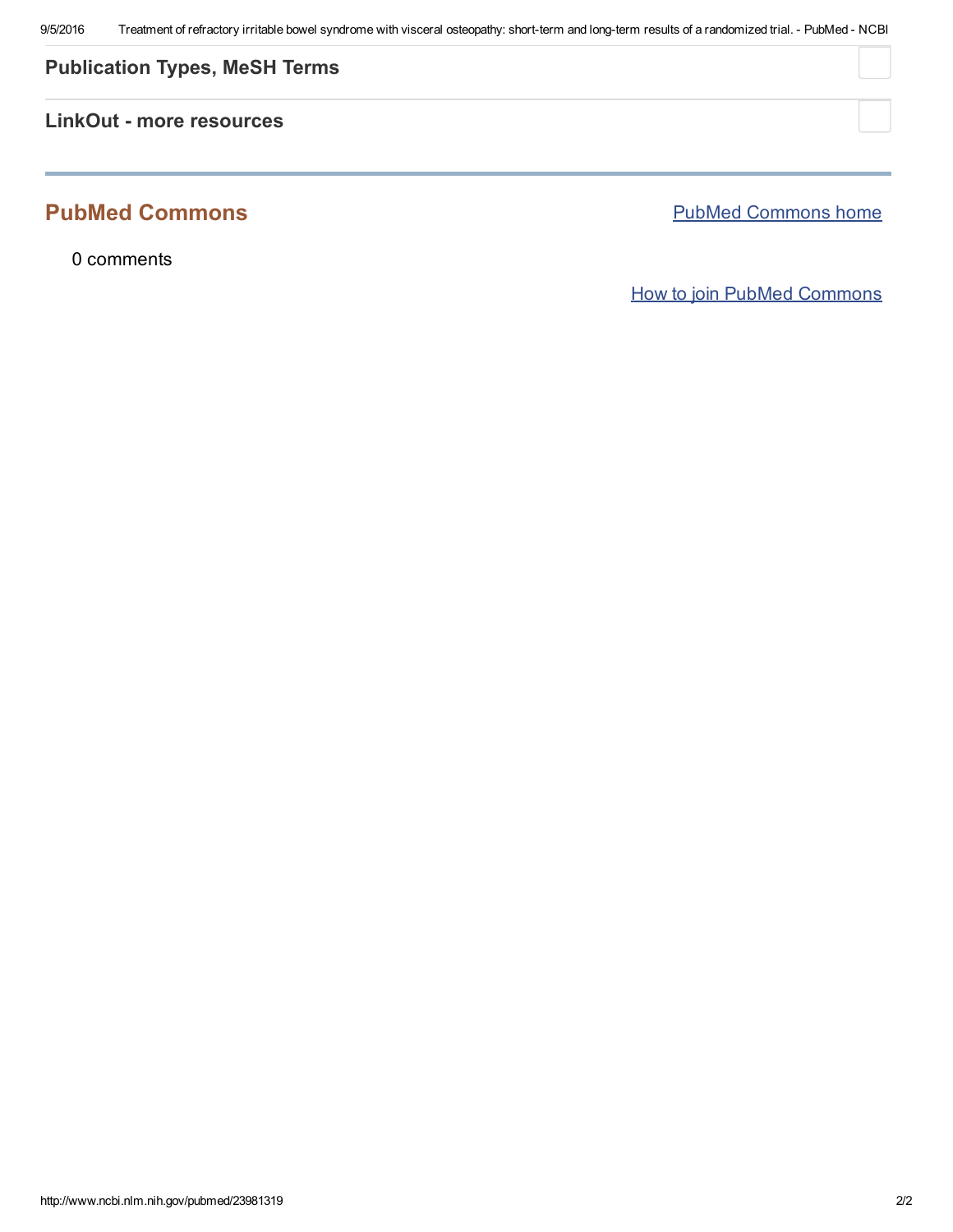## Publication Types, MeSH Terms

## LinkOut - more resources

## PubMed Commons

PubMed Commons home

0 comments

How to join PubMed Commons